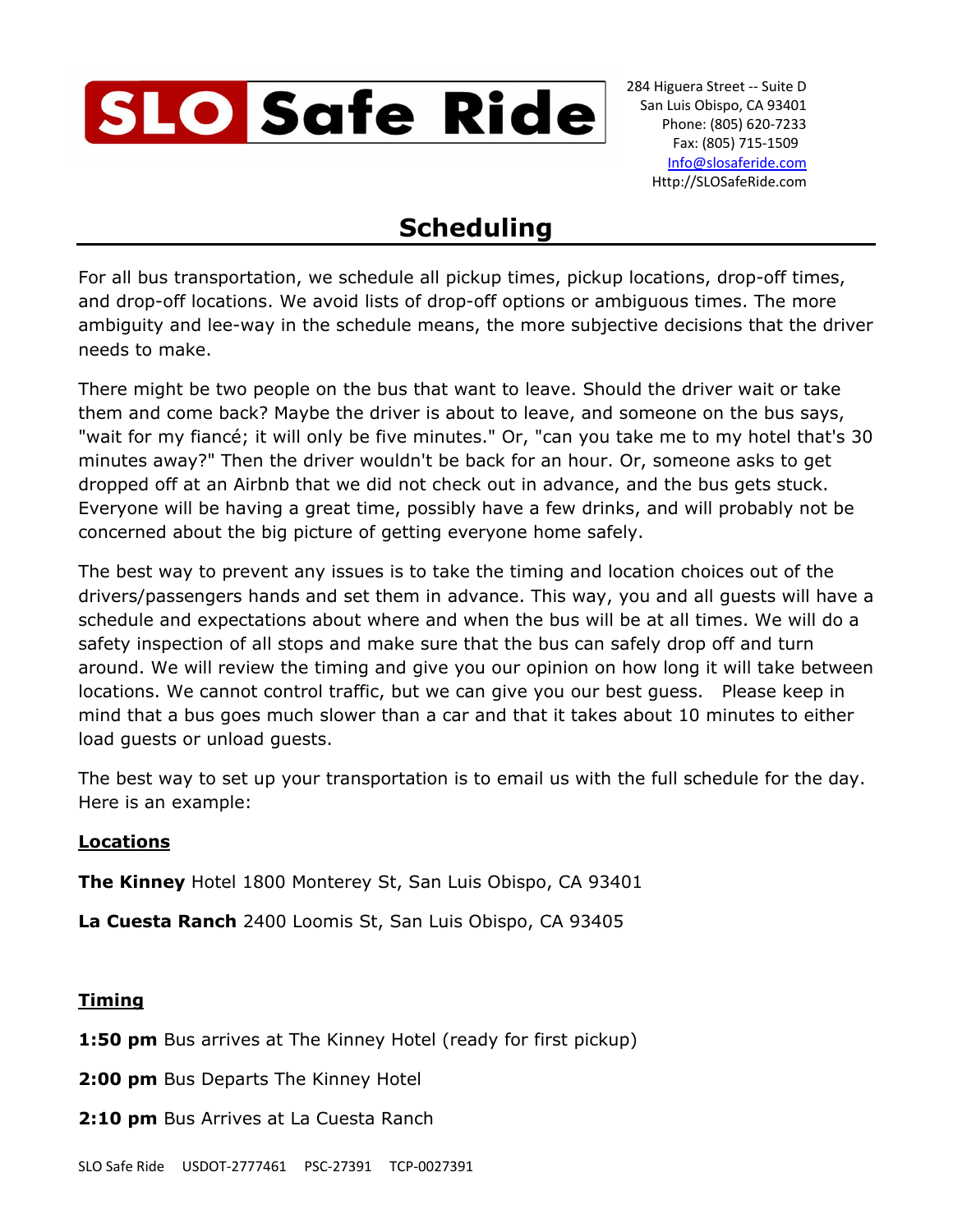# SLO Safe Ride

284 Higuera Street -- Suite D
San Luis Obispo, CA 93401
Phone: (805) 620-7233
Fax: (805) 715-1509
Info@slosaferide.com
Http://SLOSafeRide.com

## Scheduling

For all bus transportation, we schedule all pickup times, pickup locations, drop-off times, and drop-off locations. We avoid lists of drop-off options or ambiguous times. The more ambiguity and lee-way in the schedule means, the more subjective decisions that the driver needs to make.

There might be two people on the bus that want to leave. Should the driver wait or take them and come back? Maybe the driver is about to leave, and someone on the bus says, "wait for my fiancé; it will only be five minutes." Or, "can you take me to my hotel that's 30 minutes away?" Then the driver wouldn't be back for an hour. Or, someone asks to get dropped off at an Airbnb that we did not check out in advance, and the bus gets stuck. Everyone will be having a great time, possibly have a few drinks, and will probably not be concerned about the big picture of getting everyone home safely.

The best way to prevent any issues is to take the timing and location choices out of the drivers/passengers hands and set them in advance. This way, you and all guests will have a schedule and expectations about where and when the bus will be at all times. We will do a safety inspection of all stops and make sure that the bus can safely drop off and turn around. We will review the timing and give you our opinion on how long it will take between locations. We cannot control traffic, but we can give you our best guess. Please keep in mind that a bus goes much slower than a car and that it takes about 10 minutes to either load guests or unload guests.

The best way to set up your transportation is to email us with the full schedule for the day. Here is an example:

**Locations**

**The Kinney** Hotel 1800 Monterey St, San Luis Obispo, CA 93401

**La Cuesta Ranch** 2400 Loomis St, San Luis Obispo, CA 93405

**Timing**

**1:50 pm** Bus arrives at The Kinney Hotel (ready for first pickup)

**2:00 pm** Bus Departs The Kinney Hotel

**2:10 pm** Bus Arrives at La Cuesta Ranch

SLO Safe Ride USDOT-2777461 PSC-27391 TCP-0027391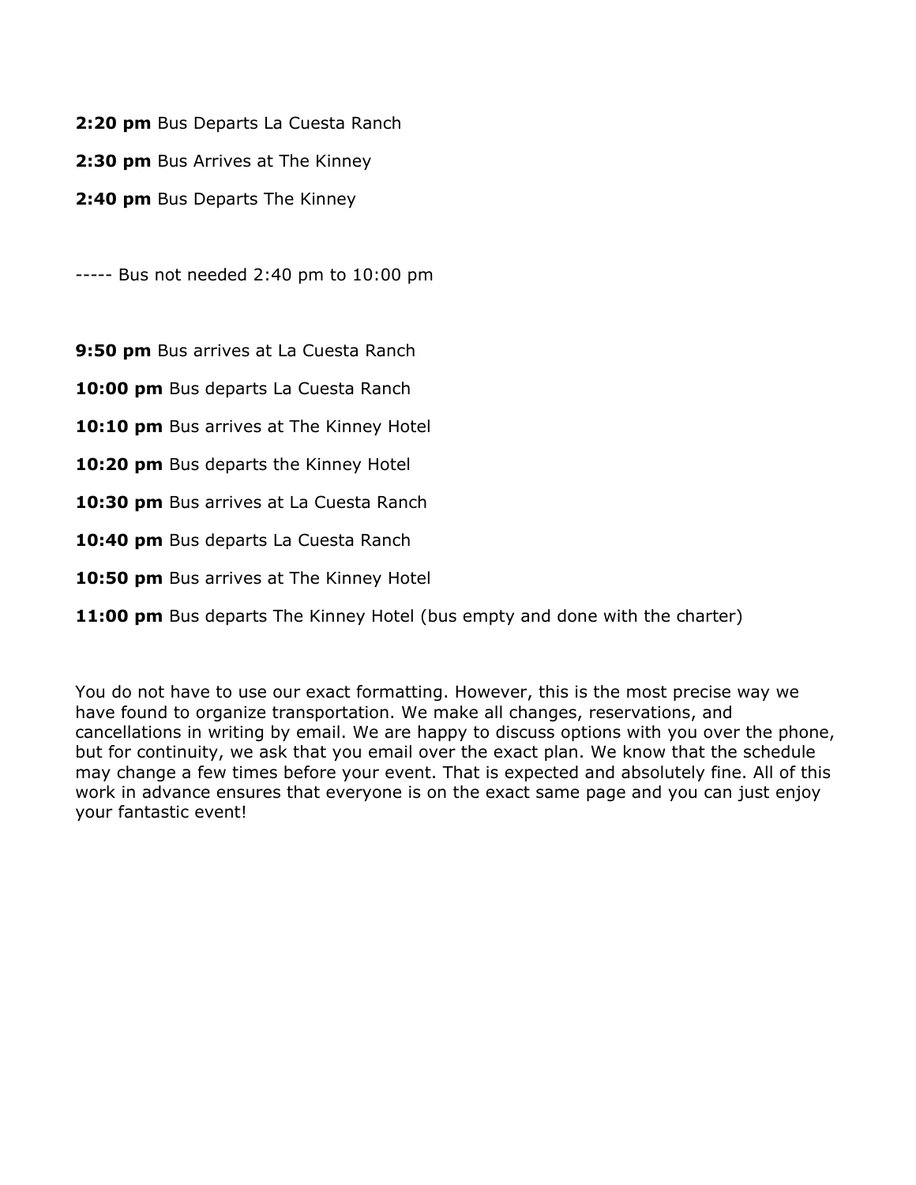**2:20 pm** Bus Departs La Cuesta Ranch

**2:30 pm** Bus Arrives at The Kinney

**2:40 pm** Bus Departs The Kinney

----- Bus not needed 2:40 pm to 10:00 pm

**9:50 pm** Bus arrives at La Cuesta Ranch

**10:00 pm** Bus departs La Cuesta Ranch

**10:10 pm** Bus arrives at The Kinney Hotel

**10:20 pm** Bus departs the Kinney Hotel

**10:30 pm** Bus arrives at La Cuesta Ranch

**10:40 pm** Bus departs La Cuesta Ranch

**10:50 pm** Bus arrives at The Kinney Hotel

**11:00 pm** Bus departs The Kinney Hotel (bus empty and done with the charter)

You do not have to use our exact formatting. However, this is the most precise way we have found to organize transportation. We make all changes, reservations, and cancellations in writing by email. We are happy to discuss options with you over the phone, but for continuity, we ask that you email over the exact plan. We know that the schedule may change a few times before your event. That is expected and absolutely fine. All of this work in advance ensures that everyone is on the exact same page and you can just enjoy your fantastic event!